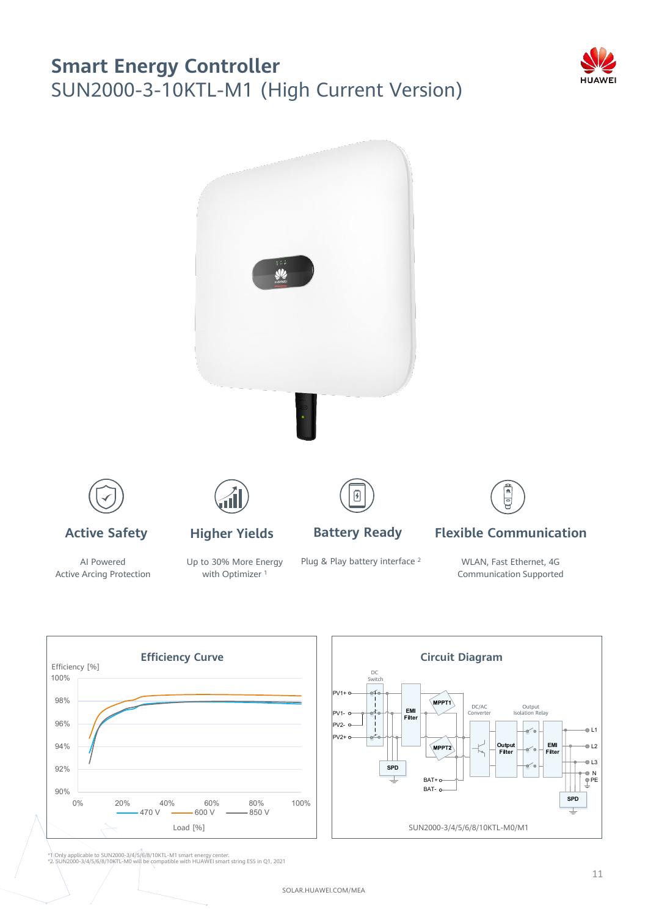# Smart Energy Controller

## SUN2000-3-10KTL-M1 (High Current Version)

### Active Safety

AI Powered
Active Arcing Protection

### Higher Yields

Up to 30% More Energy with Optimizer [1]

### Battery Ready

Plug & Play battery interface [2]

### Flexible Communication

WLAN, Fast Ethernet, 4G Communication Supported

### Efficiency Curve

Efficiency [%]

Load [%]

— 470 V — 600 V — 850 V

### Circuit Diagram

SUN2000-3/4/5/6/8/10KTL-M0/M1

*1 Only applicable to SUN2000-3/4/5/6/8/10KTL-M1 smart energy center.
*2. SUN2000-3/4/5/6/8/10KTL-M0 will be compatible with HUAWEI smart string ESS in Q1, 2021

SOLAR.HUAWEI.COM/MEA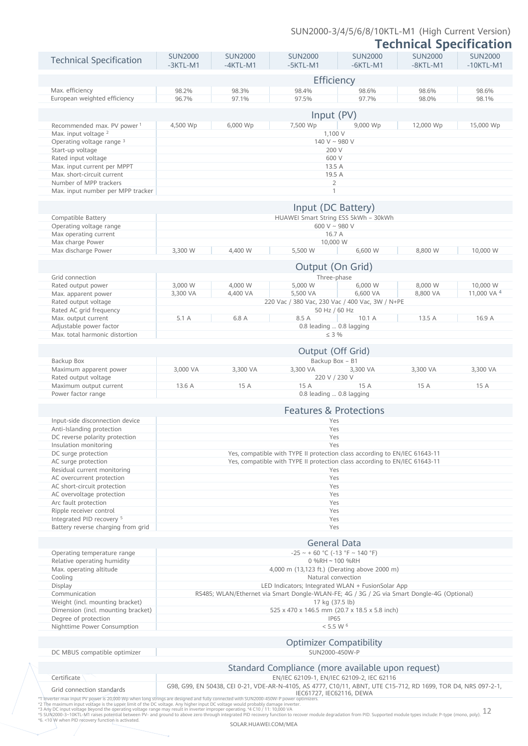SUN2000-3/4/5/6/8/10KTL-M1 (High Current Version)

# Technical Specification

| Technical Specification | SUN2000 -3KTL-M1 | SUN2000 -4KTL-M1 | SUN2000 -5KTL-M1 | SUN2000 -6KTL-M1 | SUN2000 -8KTL-M1 | SUN2000 -10KTL-M1 |
|---|---|---|---|---|---|---|
| **Efficiency** | | | | | | |
| Max. efficiency | 98.2% | 98.3% | 98.4% | 98.6% | 98.6% | 98.6% |
| European weighted efficiency | 96.7% | 97.1% | 97.5% | 97.7% | 98.0% | 98.1% |
| **Input (PV)** | | | | | | |
| Recommended max. PV power [1] | 4,500 Wp | 6,000 Wp | 7,500 Wp | 9,000 Wp | 12,000 Wp | 15,000 Wp |
| Max. input voltage [2] | 1,100 V | | | | | |
| Operating voltage range [3] | 140 V ~ 980 V | | | | | |
| Start-up voltage | 200 V | | | | | |
| Rated input voltage | 600 V | | | | | |
| Max. input current per MPPT | 13.5 A | | | | | |
| Max. short-circuit current | 19.5 A | | | | | |
| Number of MPP trackers | 2 | | | | | |
| Max. input number per MPP tracker | 1 | | | | | |
| **Input (DC Battery)** | | | | | | |
| Compatible Battery | HUAWEI Smart String ESS 5kWh – 30kWh | | | | | |
| Operating voltage range | 600 V ~ 980 V | | | | | |
| Max operating current | 16.7 A | | | | | |
| Max charge Power | 10,000 W | | | | | |
| Max discharge Power | 3,300 W | 4,400 W | 5,500 W | 6,600 W | 8,800 W | 10,000 W |
| **Output (On Grid)** | | | | | | |
| Grid connection | Three-phase | | | | | |
| Rated output power | 3,000 W | 4,000 W | 5,000 W | 6,000 W | 8,000 W | 10,000 W |
| Max. apparent power | 3,300 VA | 4,400 VA | 5,500 VA | 6,600 VA | 8,800 VA | 11,000 VA [4] |
| Rated output voltage | 220 Vac / 380 Vac, 230 Vac / 400 Vac, 3W / N+PE | | | | | |
| Rated AC grid frequency | 50 Hz / 60 Hz | | | | | |
| Max. output current | 5.1 A | 6.8 A | 8.5 A | 10.1 A | 13.5 A | 16.9 A |
| Adjustable power factor | 0.8 leading ... 0.8 lagging | | | | | |
| Max. total harmonic distortion | ≤ 3 % | | | | | |
| **Output (Off Grid)** | | | | | | |
| Backup Box | Backup Box – B1 | | | | | |
| Maximum apparent power | 3,000 VA | 3,300 VA | 3,300 VA | 3,300 VA | 3,300 VA | 3,300 VA |
| Rated output voltage | 220 V / 230 V | | | | | |
| Maximum output current | 13.6 A | 15 A | 15 A | 15 A | 15 A | 15 A |
| Power factor range | 0.8 leading ... 0.8 lagging | | | | | |
| **Features & Protections** | | | | | | |
| Input-side disconnection device | Yes | | | | | |
| Anti-Islanding protection | Yes | | | | | |
| DC reverse polarity protection | Yes | | | | | |
| Insulation monitoring | Yes | | | | | |
| DC surge protection | Yes, compatible with TYPE II protection class according to EN/IEC 61643-11 | | | | | |
| AC surge protection | Yes, compatible with TYPE II protection class according to EN/IEC 61643-11 | | | | | |
| Residual current monitoring | Yes | | | | | |
| AC overcurrent protection | Yes | | | | | |
| AC short-circuit protection | Yes | | | | | |
| AC overvoltage protection | Yes | | | | | |
| Arc fault protection | Yes | | | | | |
| Ripple receiver control | Yes | | | | | |
| Integrated PID recovery [5] | Yes | | | | | |
| Battery reverse charging from grid | Yes | | | | | |
| **General Data** | | | | | | |
| Operating temperature range | -25 ~ + 60 °C (-13 °F ~ 140 °F) | | | | | |
| Relative operating humidity | 0 %RH ~ 100 %RH | | | | | |
| Max. operating altitude | 4,000 m (13,123 ft.) (Derating above 2000 m) | | | | | |
| Cooling | Natural convection | | | | | |
| Display | LED Indicators; Integrated WLAN + FusionSolar App | | | | | |
| Communication | RS485; WLAN/Ethernet via Smart Dongle-WLAN-FE; 4G / 3G / 2G via Smart Dongle-4G (Optional) | | | | | |
| Weight (incl. mounting bracket) | 17 kg (37.5 lb) | | | | | |
| Dimension (incl. mounting bracket) | 525 x 470 x 146.5 mm (20.7 x 18.5 x 5.8 inch) | | | | | |
| Degree of protection | IP65 | | | | | |
| Nighttime Power Consumption | < 5.5 W [6] | | | | | |
| **Optimizer Compatibility** | | | | | | |
| DC MBUS compatible optimizer | SUN2000-450W-P | | | | | |
| **Standard Compliance (more available upon request)** | | | | | | |
| Certificate | EN/IEC 62109-1, EN/IEC 62109-2, IEC 62116 | | | | | |
| Grid connection standards | G98, G99, EN 50438, CEI 0-21, VDE-AR-N-4105, AS 4777, C10/11, ABNT, UTE C15-712, RD 1699, TOR D4, NRS 097-2-1, IEC61727, IEC62116, DEWA | | | | | |

*1 Inverter max input PV power is 20,000 Wp when long strings are designed and fully connected with SUN2000-450W-P power optimizers.
*2 The maximum input voltage is the upper limit of the DC voltage. Any higher input DC voltage would probably damage inverter.
*3 Any DC input voltage beyond the operating voltage range may result in inverter improper operating. *4 C10 / 11: 10,000 VA
*5 SUN2000-3~10KTL-M1 raises potential between PV- and ground to above zero through integrated PID recovery function to recover module degradation from PID. Supported module types include: P-type (mono, poly).
*6. <10 W when PID recovery function is activated.

SOLAR.HUAWEI.COM/MEA